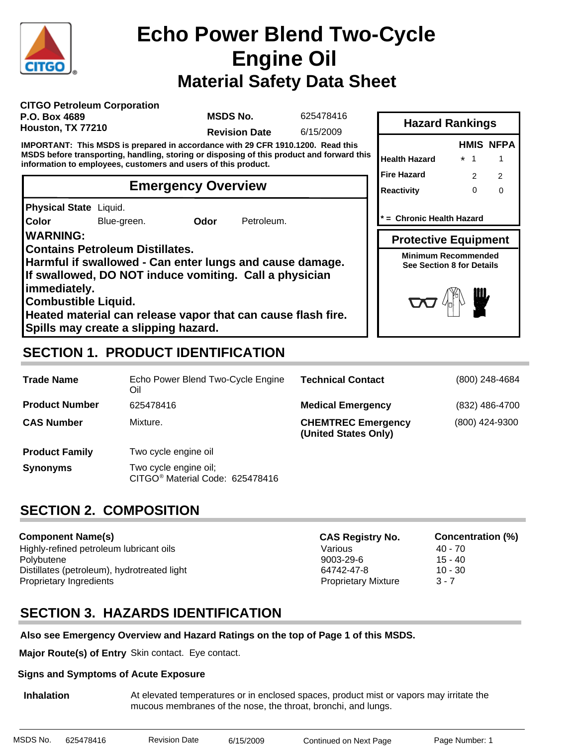# Echo Power Blend Two-Cycle Engine Oil

## Material Safety Data Sheet

**CITGO Petroleum Corporation**
**P.O. Box 4689**
**Houston, TX 77210**

**MSDS No.** 625478416
**Revision Date** 6/15/2009

**IMPORTANT: This MSDS is prepared in accordance with 29 CFR 1910.1200. Read this MSDS before transporting, handling, storing or disposing of this product and forward this information to employees, customers and users of this product.**

### Hazard Rankings

| | HMIS | NFPA |
|---|---|---|
| Health Hazard | * 1 | 1 |
| Fire Hazard | 2 | 2 |
| Reactivity | 0 | 0 |

**\* = Chronic Health Hazard**

### Protective Equipment

**Minimum Recommended**
**See Section 8 for Details**

### Emergency Overview

**Physical State** Liquid.
**Color** Blue-green. **Odor** Petroleum.

**WARNING:**
**Contains Petroleum Distillates.**
**Harmful if swallowed - Can enter lungs and cause damage.**
**If swallowed, DO NOT induce vomiting. Call a physician immediately.**
**Combustible Liquid.**
**Heated material can release vapor that can cause flash fire.**
**Spills may create a slipping hazard.**

## SECTION 1. PRODUCT IDENTIFICATION

| | | | |
|---|---|---|---|
| **Trade Name** | Echo Power Blend Two-Cycle Engine Oil | **Technical Contact** | (800) 248-4684 |
| **Product Number** | 625478416 | **Medical Emergency** | (832) 486-4700 |
| **CAS Number** | Mixture. | **CHEMTREC Emergency (United States Only)** | (800) 424-9300 |
| **Product Family** | Two cycle engine oil | | |
| **Synonyms** | Two cycle engine oil; CITGO® Material Code: 625478416 | | |

## SECTION 2. COMPOSITION

| Component Name(s) | CAS Registry No. | Concentration (%) |
|---|---|---|
| Highly-refined petroleum lubricant oils | Various | 40 - 70 |
| Polybutene | 9003-29-6 | 15 - 40 |
| Distillates (petroleum), hydrotreated light | 64742-47-8 | 10 - 30 |
| Proprietary Ingredients | Proprietary Mixture | 3 - 7 |

## SECTION 3. HAZARDS IDENTIFICATION

**Also see Emergency Overview and Hazard Ratings on the top of Page 1 of this MSDS.**

**Major Route(s) of Entry** Skin contact. Eye contact.

**Signs and Symptoms of Acute Exposure**

**Inhalation** At elevated temperatures or in enclosed spaces, product mist or vapors may irritate the mucous membranes of the nose, the throat, bronchi, and lungs.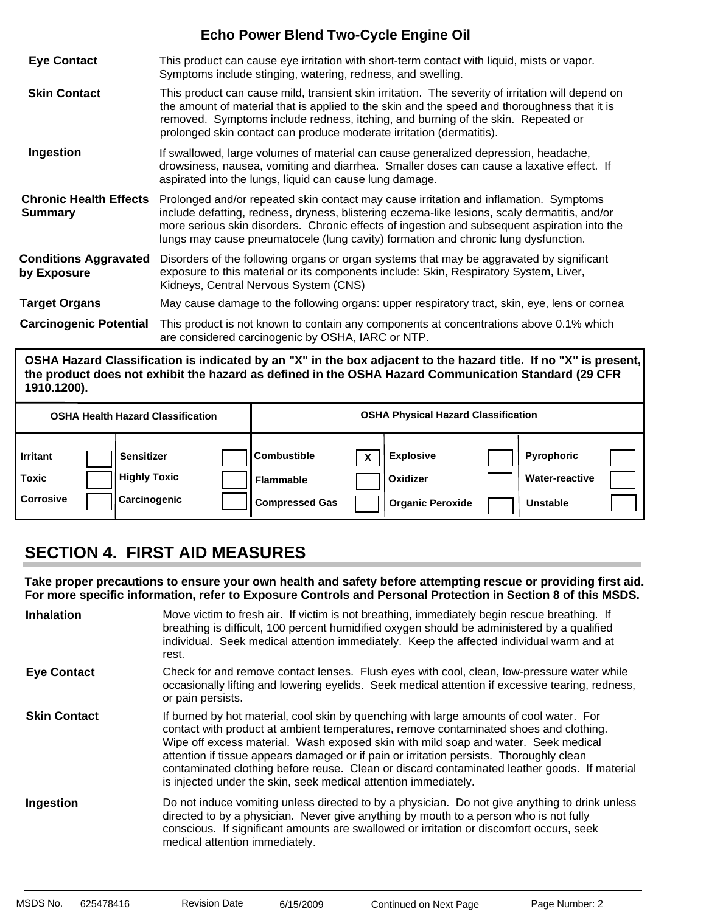**Eye Contact** This product can cause eye irritation with short-term contact with liquid, mists or vapor. Symptoms include stinging, watering, redness, and swelling.

**Skin Contact** This product can cause mild, transient skin irritation. The severity of irritation will depend on the amount of material that is applied to the skin and the speed and thoroughness that it is removed. Symptoms include redness, itching, and burning of the skin. Repeated or prolonged skin contact can produce moderate irritation (dermatitis).

**Ingestion** If swallowed, large volumes of material can cause generalized depression, headache, drowsiness, nausea, vomiting and diarrhea. Smaller doses can cause a laxative effect. If aspirated into the lungs, liquid can cause lung damage.

**Chronic Health Effects Summary** Prolonged and/or repeated skin contact may cause irritation and inflamation. Symptoms include defatting, redness, dryness, blistering eczema-like lesions, scaly dermatitis, and/or more serious skin disorders. Chronic effects of ingestion and subsequent aspiration into the lungs may cause pneumatocele (lung cavity) formation and chronic lung dysfunction.

**Conditions Aggravated by Exposure** Disorders of the following organs or organ systems that may be aggravated by significant exposure to this material or its components include: Skin, Respiratory System, Liver, Kidneys, Central Nervous System (CNS)

**Target Organs** May cause damage to the following organs: upper respiratory tract, skin, eye, lens or cornea

**Carcinogenic Potential** This product is not known to contain any components at concentrations above 0.1% which are considered carcinogenic by OSHA, IARC or NTP.

**OSHA Hazard Classification is indicated by an "X" in the box adjacent to the hazard title. If no "X" is present, the product does not exhibit the hazard as defined in the OSHA Hazard Communication Standard (29 CFR 1910.1200).**

| OSHA Health Hazard Classification | | | | OSHA Physical Hazard Classification | | | | | |
|---|---|---|---|---|---|---|---|---|---|
| Irritant | | Sensitizer | | Combustible | X | Explosive | | Pyrophoric | |
| Toxic | | Highly Toxic | | Flammable | | Oxidizer | | Water-reactive | |
| Corrosive | | Carcinogenic | | Compressed Gas | | Organic Peroxide | | Unstable | |

## SECTION 4. FIRST AID MEASURES

**Take proper precautions to ensure your own health and safety before attempting rescue or providing first aid. For more specific information, refer to Exposure Controls and Personal Protection in Section 8 of this MSDS.**

**Inhalation** Move victim to fresh air. If victim is not breathing, immediately begin rescue breathing. If breathing is difficult, 100 percent humidified oxygen should be administered by a qualified individual. Seek medical attention immediately. Keep the affected individual warm and at rest.

**Eye Contact** Check for and remove contact lenses. Flush eyes with cool, clean, low-pressure water while occasionally lifting and lowering eyelids. Seek medical attention if excessive tearing, redness, or pain persists.

**Skin Contact** If burned by hot material, cool skin by quenching with large amounts of cool water. For contact with product at ambient temperatures, remove contaminated shoes and clothing. Wipe off excess material. Wash exposed skin with mild soap and water. Seek medical attention if tissue appears damaged or if pain or irritation persists. Thoroughly clean contaminated clothing before reuse. Clean or discard contaminated leather goods. If material is injected under the skin, seek medical attention immediately.

**Ingestion** Do not induce vomiting unless directed to by a physician. Do not give anything to drink unless directed to by a physician. Never give anything by mouth to a person who is not fully conscious. If significant amounts are swallowed or irritation or discomfort occurs, seek medical attention immediately.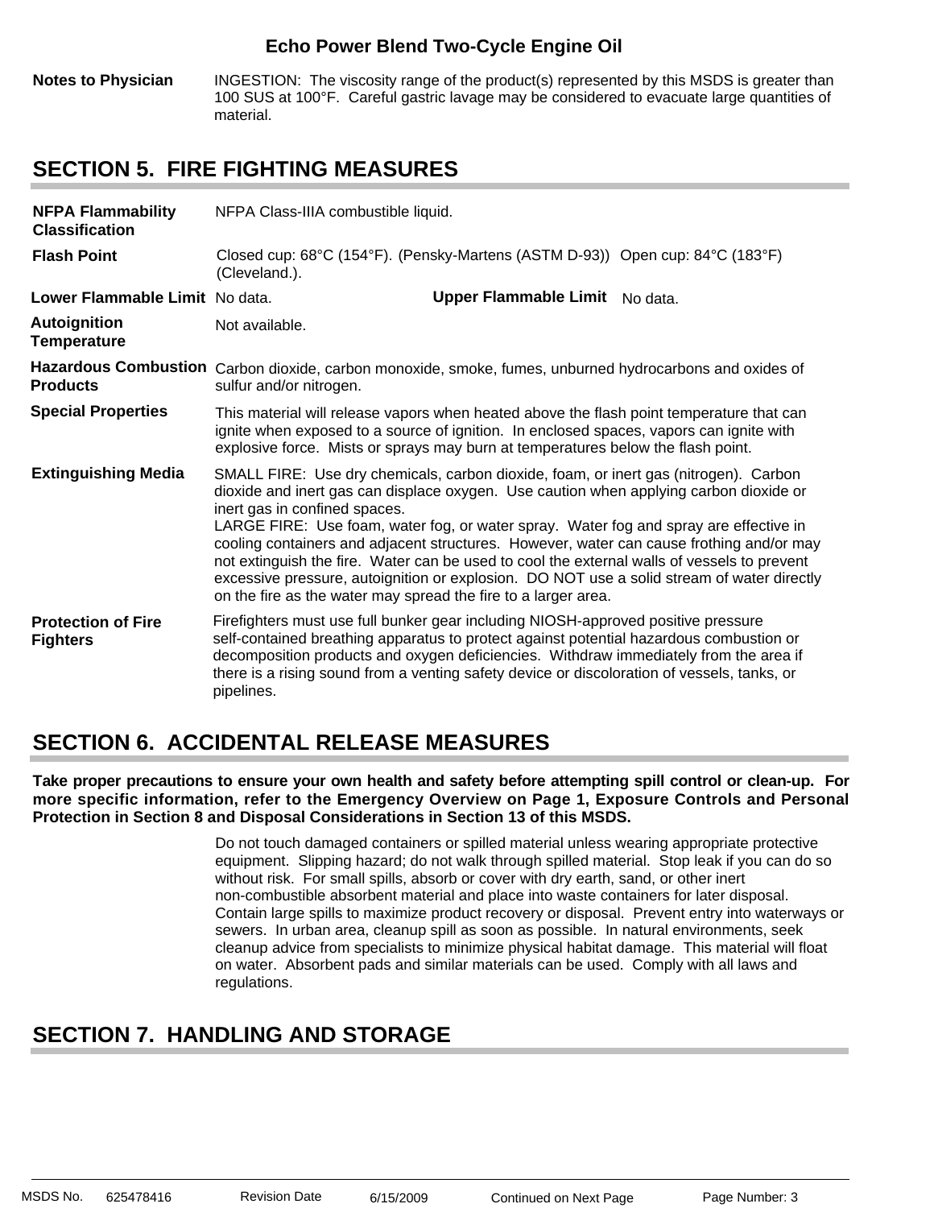**Notes to Physician** INGESTION: The viscosity range of the product(s) represented by this MSDS is greater than 100 SUS at 100°F. Careful gastric lavage may be considered to evacuate large quantities of material.

## SECTION 5. FIRE FIGHTING MEASURES

**NFPA Flammability Classification** NFPA Class-IIIA combustible liquid.

**Flash Point** Closed cup: 68°C (154°F). (Pensky-Martens (ASTM D-93)) Open cup: 84°C (183°F) (Cleveland.).

**Lower Flammable Limit** No data. **Upper Flammable Limit** No data.

**Autoignition Temperature** Not available.

**Hazardous Combustion Products** Carbon dioxide, carbon monoxide, smoke, fumes, unburned hydrocarbons and oxides of sulfur and/or nitrogen.

**Special Properties** This material will release vapors when heated above the flash point temperature that can ignite when exposed to a source of ignition. In enclosed spaces, vapors can ignite with explosive force. Mists or sprays may burn at temperatures below the flash point.

**Extinguishing Media** SMALL FIRE: Use dry chemicals, carbon dioxide, foam, or inert gas (nitrogen). Carbon dioxide and inert gas can displace oxygen. Use caution when applying carbon dioxide or inert gas in confined spaces.
LARGE FIRE: Use foam, water fog, or water spray. Water fog and spray are effective in cooling containers and adjacent structures. However, water can cause frothing and/or may not extinguish the fire. Water can be used to cool the external walls of vessels to prevent excessive pressure, autoignition or explosion. DO NOT use a solid stream of water directly on the fire as the water may spread the fire to a larger area.

**Protection of Fire Fighters** Firefighters must use full bunker gear including NIOSH-approved positive pressure self-contained breathing apparatus to protect against potential hazardous combustion or decomposition products and oxygen deficiencies. Withdraw immediately from the area if there is a rising sound from a venting safety device or discoloration of vessels, tanks, or pipelines.

## SECTION 6. ACCIDENTAL RELEASE MEASURES

**Take proper precautions to ensure your own health and safety before attempting spill control or clean-up. For more specific information, refer to the Emergency Overview on Page 1, Exposure Controls and Personal Protection in Section 8 and Disposal Considerations in Section 13 of this MSDS.**

Do not touch damaged containers or spilled material unless wearing appropriate protective equipment. Slipping hazard; do not walk through spilled material. Stop leak if you can do so without risk. For small spills, absorb or cover with dry earth, sand, or other inert non-combustible absorbent material and place into waste containers for later disposal. Contain large spills to maximize product recovery or disposal. Prevent entry into waterways or sewers. In urban area, cleanup spill as soon as possible. In natural environments, seek cleanup advice from specialists to minimize physical habitat damage. This material will float on water. Absorbent pads and similar materials can be used. Comply with all laws and regulations.

## SECTION 7. HANDLING AND STORAGE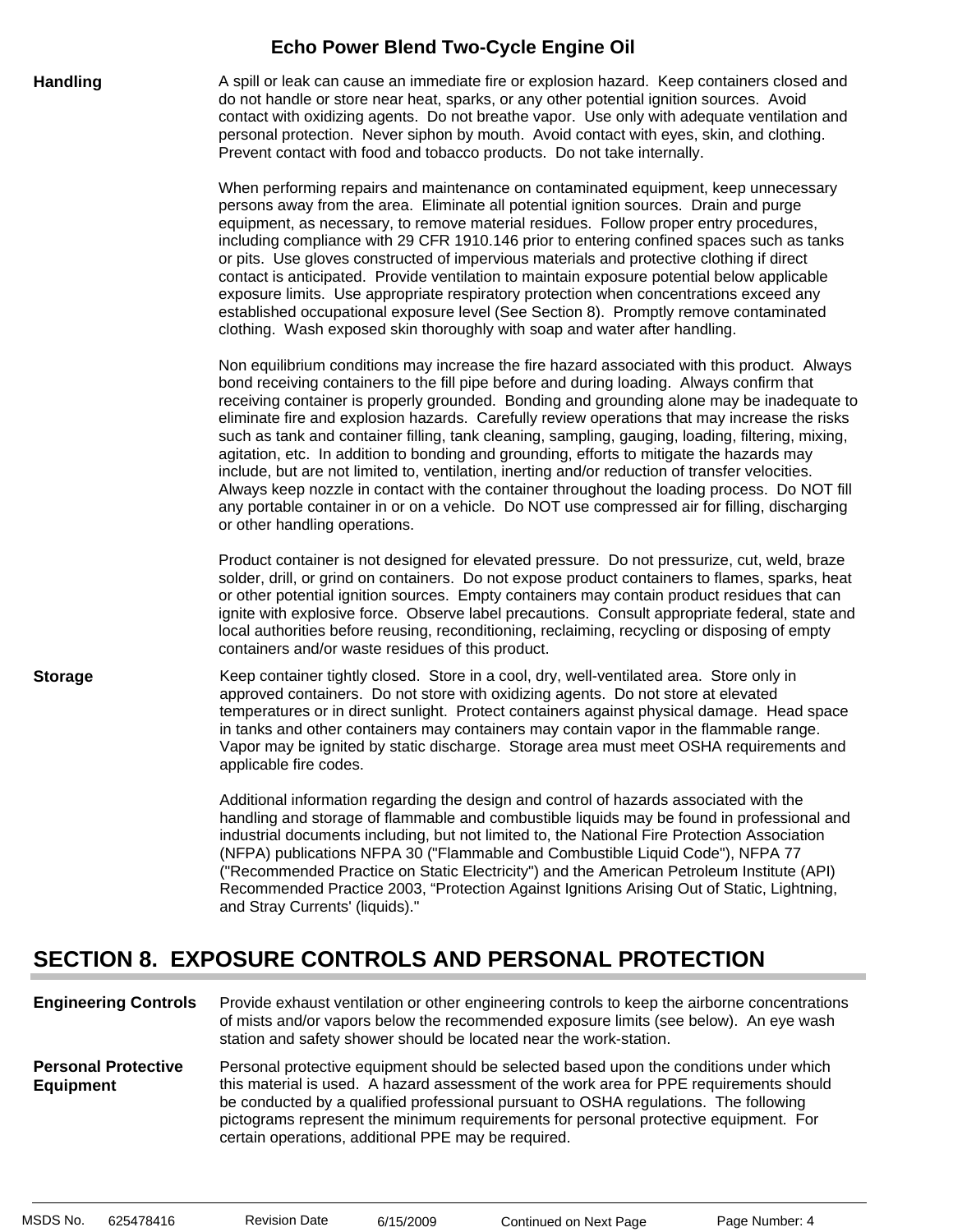**Handling**

A spill or leak can cause an immediate fire or explosion hazard. Keep containers closed and do not handle or store near heat, sparks, or any other potential ignition sources. Avoid contact with oxidizing agents. Do not breathe vapor. Use only with adequate ventilation and personal protection. Never siphon by mouth. Avoid contact with eyes, skin, and clothing. Prevent contact with food and tobacco products. Do not take internally.

When performing repairs and maintenance on contaminated equipment, keep unnecessary persons away from the area. Eliminate all potential ignition sources. Drain and purge equipment, as necessary, to remove material residues. Follow proper entry procedures, including compliance with 29 CFR 1910.146 prior to entering confined spaces such as tanks or pits. Use gloves constructed of impervious materials and protective clothing if direct contact is anticipated. Provide ventilation to maintain exposure potential below applicable exposure limits. Use appropriate respiratory protection when concentrations exceed any established occupational exposure level (See Section 8). Promptly remove contaminated clothing. Wash exposed skin thoroughly with soap and water after handling.

Non equilibrium conditions may increase the fire hazard associated with this product. Always bond receiving containers to the fill pipe before and during loading. Always confirm that receiving container is properly grounded. Bonding and grounding alone may be inadequate to eliminate fire and explosion hazards. Carefully review operations that may increase the risks such as tank and container filling, tank cleaning, sampling, gauging, loading, filtering, mixing, agitation, etc. In addition to bonding and grounding, efforts to mitigate the hazards may include, but are not limited to, ventilation, inerting and/or reduction of transfer velocities. Always keep nozzle in contact with the container throughout the loading process. Do NOT fill any portable container in or on a vehicle. Do NOT use compressed air for filling, discharging or other handling operations.

Product container is not designed for elevated pressure. Do not pressurize, cut, weld, braze solder, drill, or grind on containers. Do not expose product containers to flames, sparks, heat or other potential ignition sources. Empty containers may contain product residues that can ignite with explosive force. Observe label precautions. Consult appropriate federal, state and local authorities before reusing, reconditioning, reclaiming, recycling or disposing of empty containers and/or waste residues of this product.

**Storage**

Keep container tightly closed. Store in a cool, dry, well-ventilated area. Store only in approved containers. Do not store with oxidizing agents. Do not store at elevated temperatures or in direct sunlight. Protect containers against physical damage. Head space in tanks and other containers may containers may contain vapor in the flammable range. Vapor may be ignited by static discharge. Storage area must meet OSHA requirements and applicable fire codes.

Additional information regarding the design and control of hazards associated with the handling and storage of flammable and combustible liquids may be found in professional and industrial documents including, but not limited to, the National Fire Protection Association (NFPA) publications NFPA 30 ("Flammable and Combustible Liquid Code"), NFPA 77 ("Recommended Practice on Static Electricity") and the American Petroleum Institute (API) Recommended Practice 2003, “Protection Against Ignitions Arising Out of Static, Lightning, and Stray Currents' (liquids)."

## SECTION 8. EXPOSURE CONTROLS AND PERSONAL PROTECTION

**Engineering Controls**

Provide exhaust ventilation or other engineering controls to keep the airborne concentrations of mists and/or vapors below the recommended exposure limits (see below). An eye wash station and safety shower should be located near the work-station.

**Personal Protective Equipment**

Personal protective equipment should be selected based upon the conditions under which this material is used. A hazard assessment of the work area for PPE requirements should be conducted by a qualified professional pursuant to OSHA regulations. The following pictograms represent the minimum requirements for personal protective equipment. For certain operations, additional PPE may be required.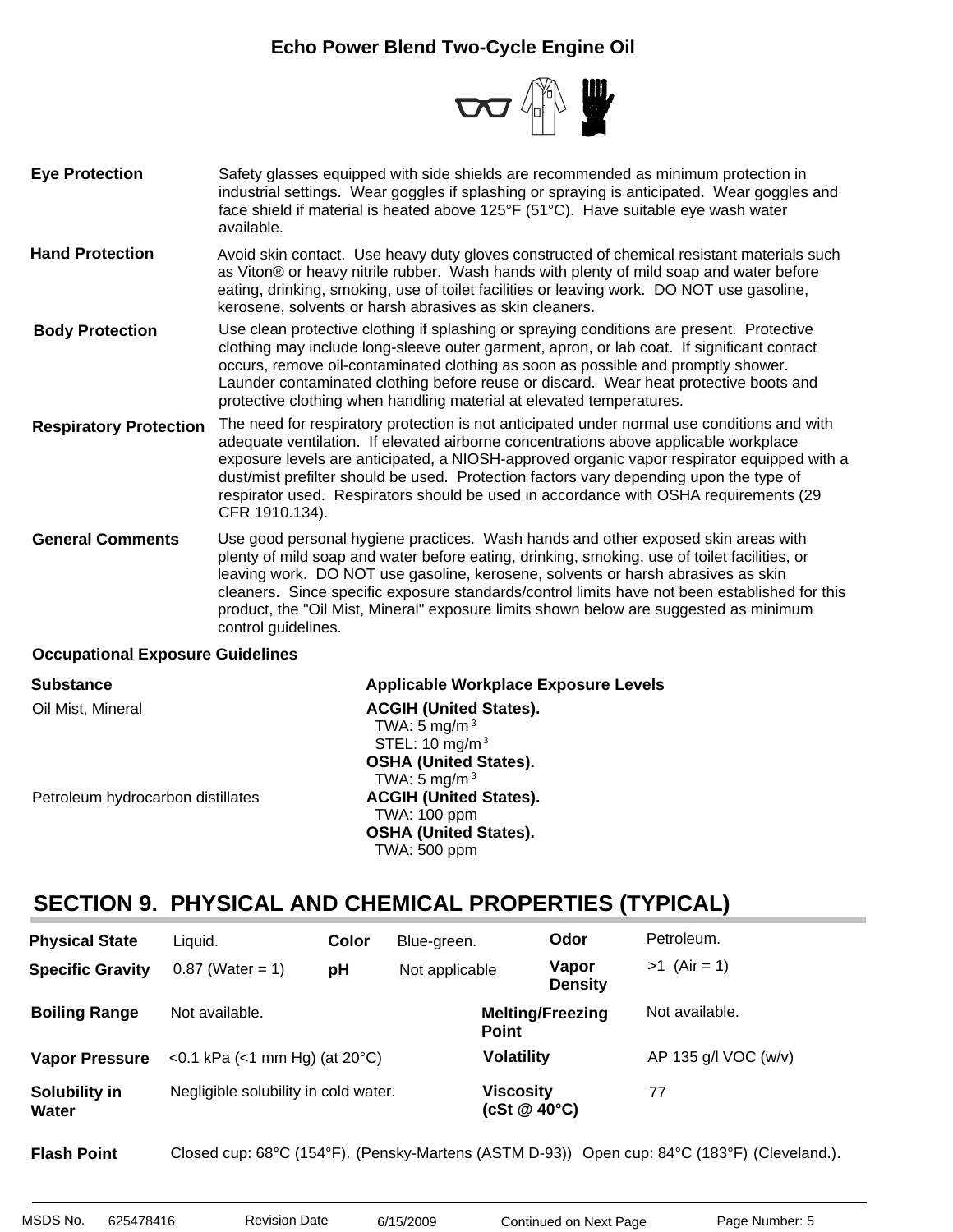Echo Power Blend Two-Cycle Engine Oil

**Eye Protection**
Safety glasses equipped with side shields are recommended as minimum protection in industrial settings. Wear goggles if splashing or spraying is anticipated. Wear goggles and face shield if material is heated above 125°F (51°C). Have suitable eye wash water available.

**Hand Protection**
Avoid skin contact. Use heavy duty gloves constructed of chemical resistant materials such as Viton® or heavy nitrile rubber. Wash hands with plenty of mild soap and water before eating, drinking, smoking, use of toilet facilities or leaving work. DO NOT use gasoline, kerosene, solvents or harsh abrasives as skin cleaners.

**Body Protection**
Use clean protective clothing if splashing or spraying conditions are present. Protective clothing may include long-sleeve outer garment, apron, or lab coat. If significant contact occurs, remove oil-contaminated clothing as soon as possible and promptly shower. Launder contaminated clothing before reuse or discard. Wear heat protective boots and protective clothing when handling material at elevated temperatures.

**Respiratory Protection**
The need for respiratory protection is not anticipated under normal use conditions and with adequate ventilation. If elevated airborne concentrations above applicable workplace exposure levels are anticipated, a NIOSH-approved organic vapor respirator equipped with a dust/mist prefilter should be used. Protection factors vary depending upon the type of respirator used. Respirators should be used in accordance with OSHA requirements (29 CFR 1910.134).

**General Comments**
Use good personal hygiene practices. Wash hands and other exposed skin areas with plenty of mild soap and water before eating, drinking, smoking, use of toilet facilities, or leaving work. DO NOT use gasoline, kerosene, solvents or harsh abrasives as skin cleaners. Since specific exposure standards/control limits have not been established for this product, the "Oil Mist, Mineral" exposure limits shown below are suggested as minimum control guidelines.

**Occupational Exposure Guidelines**

| Substance | Applicable Workplace Exposure Levels |
|---|---|
| Oil Mist, Mineral | **ACGIH (United States).** TWA: 5 mg/m$^3$ STEL: 10 mg/m$^3$ **OSHA (United States).** TWA: 5 mg/m$^3$ |
| Petroleum hydrocarbon distillates | **ACGIH (United States).** TWA: 100 ppm **OSHA (United States).** TWA: 500 ppm |

## SECTION 9. PHYSICAL AND CHEMICAL PROPERTIES (TYPICAL)

| | | | | | |
|---|---|---|---|---|---|
| **Physical State** | Liquid. | **Color** | Blue-green. | **Odor** | Petroleum. |
| **Specific Gravity** | 0.87 (Water = 1) | **pH** | Not applicable | **Vapor Density** | >1 (Air = 1) |
| **Boiling Range** | Not available. | | | **Melting/Freezing Point** | Not available. |
| **Vapor Pressure** | <0.1 kPa (<1 mm Hg) (at 20°C) | | | **Volatility** | AP 135 g/l VOC (w/v) |
| **Solubility in Water** | Negligible solubility in cold water. | | | **Viscosity (cSt @ 40°C)** | 77 |

**Flash Point** Closed cup: 68°C (154°F). (Pensky-Martens (ASTM D-93)) Open cup: 84°C (183°F) (Cleveland.).

MSDS No. 625478416 Revision Date 6/15/2009 Continued on Next Page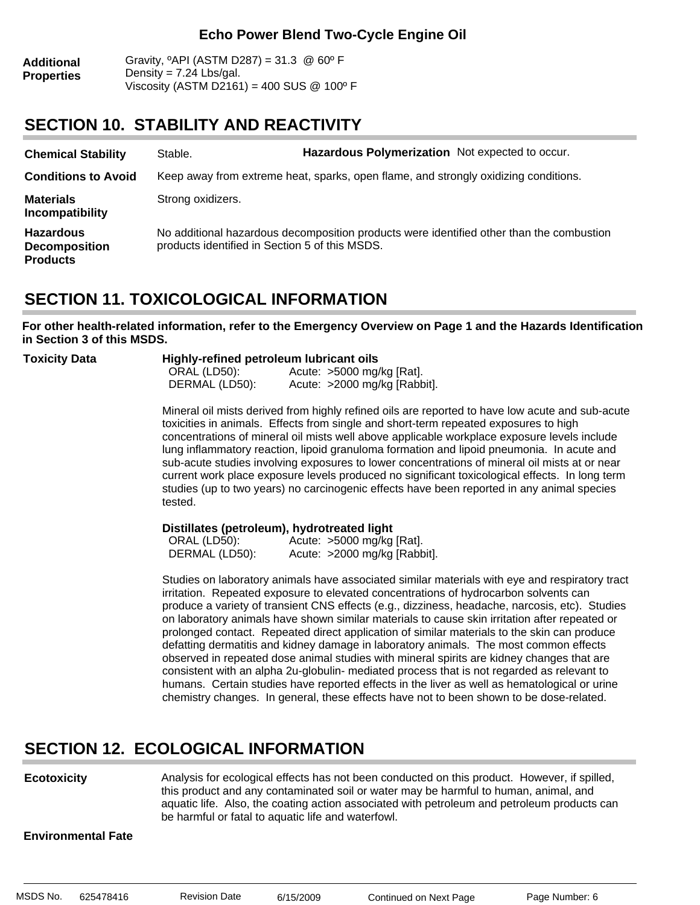**Additional Properties**

Gravity, ºAPI (ASTM D287) = 31.3 @ 60º F
Density = 7.24 Lbs/gal.
Viscosity (ASTM D2161) = 400 SUS @ 100º F

## SECTION 10. STABILITY AND REACTIVITY

**Chemical Stability** Stable. **Hazardous Polymerization** Not expected to occur.

**Conditions to Avoid** Keep away from extreme heat, sparks, open flame, and strongly oxidizing conditions.

**Materials Incompatibility** Strong oxidizers.

**Hazardous Decomposition Products** No additional hazardous decomposition products were identified other than the combustion products identified in Section 5 of this MSDS.

## SECTION 11. TOXICOLOGICAL INFORMATION

**For other health-related information, refer to the Emergency Overview on Page 1 and the Hazards Identification in Section 3 of this MSDS.**

**Toxicity Data**

**Highly-refined petroleum lubricant oils**

| | |
|---|---|
| ORAL (LD50): | Acute: >5000 mg/kg [Rat]. |
| DERMAL (LD50): | Acute: >2000 mg/kg [Rabbit]. |

Mineral oil mists derived from highly refined oils are reported to have low acute and sub-acute toxicities in animals. Effects from single and short-term repeated exposures to high concentrations of mineral oil mists well above applicable workplace exposure levels include lung inflammatory reaction, lipoid granuloma formation and lipoid pneumonia. In acute and sub-acute studies involving exposures to lower concentrations of mineral oil mists at or near current work place exposure levels produced no significant toxicological effects. In long term studies (up to two years) no carcinogenic effects have been reported in any animal species tested.

**Distillates (petroleum), hydrotreated light**

| | |
|---|---|
| ORAL (LD50): | Acute: >5000 mg/kg [Rat]. |
| DERMAL (LD50): | Acute: >2000 mg/kg [Rabbit]. |

Studies on laboratory animals have associated similar materials with eye and respiratory tract irritation. Repeated exposure to elevated concentrations of hydrocarbon solvents can produce a variety of transient CNS effects (e.g., dizziness, headache, narcosis, etc). Studies on laboratory animals have shown similar materials to cause skin irritation after repeated or prolonged contact. Repeated direct application of similar materials to the skin can produce defatting dermatitis and kidney damage in laboratory animals. The most common effects observed in repeated dose animal studies with mineral spirits are kidney changes that are consistent with an alpha 2u-globulin- mediated process that is not regarded as relevant to humans. Certain studies have reported effects in the liver as well as hematological or urine chemistry changes. In general, these effects have not to been shown to be dose-related.

## SECTION 12. ECOLOGICAL INFORMATION

**Ecotoxicity** Analysis for ecological effects has not been conducted on this product. However, if spilled, this product and any contaminated soil or water may be harmful to human, animal, and aquatic life. Also, the coating action associated with petroleum and petroleum products can be harmful or fatal to aquatic life and waterfowl.

**Environmental Fate**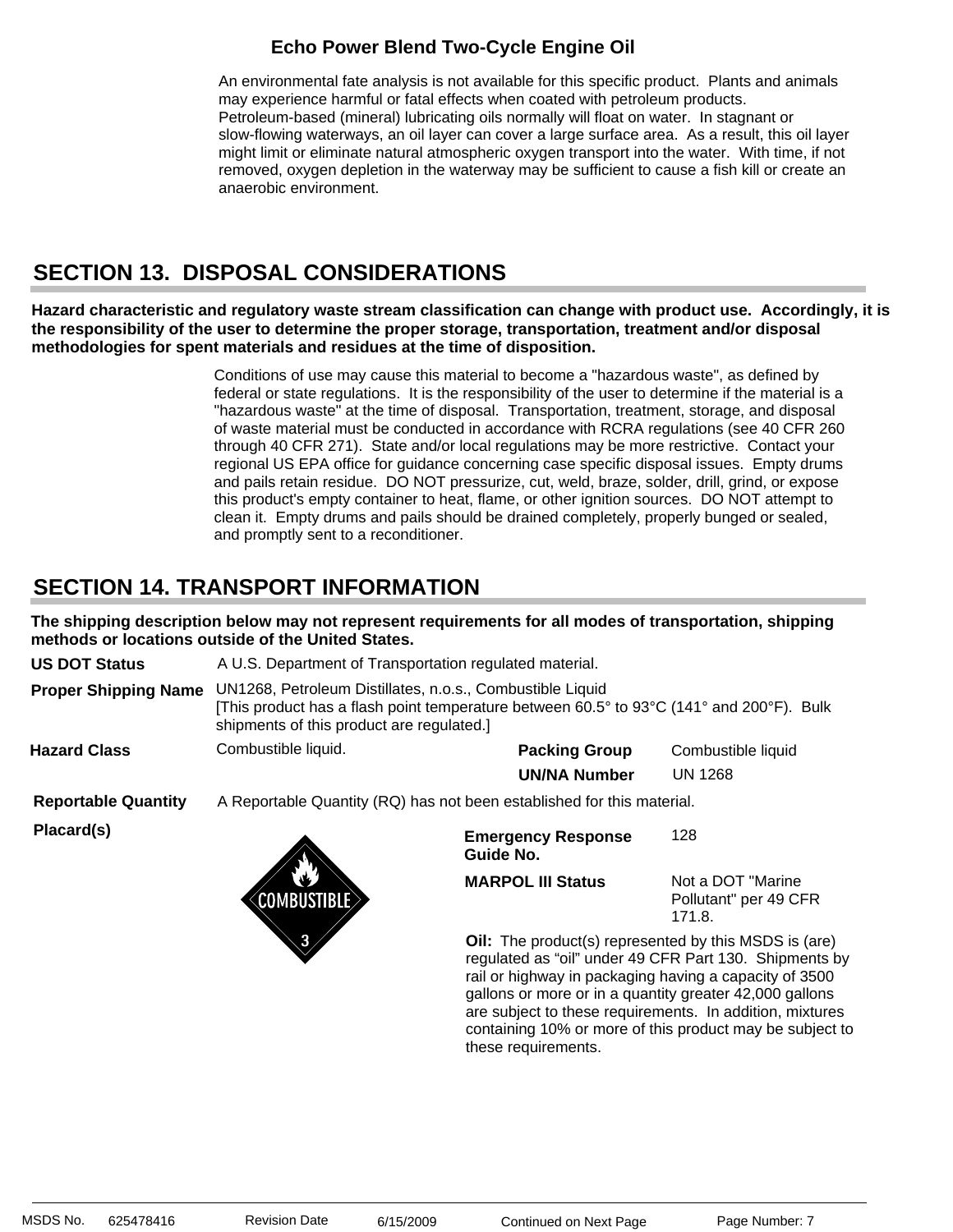Echo Power Blend Two-Cycle Engine Oil

An environmental fate analysis is not available for this specific product. Plants and animals may experience harmful or fatal effects when coated with petroleum products. Petroleum-based (mineral) lubricating oils normally will float on water. In stagnant or slow-flowing waterways, an oil layer can cover a large surface area. As a result, this oil layer might limit or eliminate natural atmospheric oxygen transport into the water. With time, if not removed, oxygen depletion in the waterway may be sufficient to cause a fish kill or create an anaerobic environment.

## SECTION 13. DISPOSAL CONSIDERATIONS

**Hazard characteristic and regulatory waste stream classification can change with product use. Accordingly, it is the responsibility of the user to determine the proper storage, transportation, treatment and/or disposal methodologies for spent materials and residues at the time of disposition.**

Conditions of use may cause this material to become a "hazardous waste", as defined by federal or state regulations. It is the responsibility of the user to determine if the material is a "hazardous waste" at the time of disposal. Transportation, treatment, storage, and disposal of waste material must be conducted in accordance with RCRA regulations (see 40 CFR 260 through 40 CFR 271). State and/or local regulations may be more restrictive. Contact your regional US EPA office for guidance concerning case specific disposal issues. Empty drums and pails retain residue. DO NOT pressurize, cut, weld, braze, solder, drill, grind, or expose this product's empty container to heat, flame, or other ignition sources. DO NOT attempt to clean it. Empty drums and pails should be drained completely, properly bunged or sealed, and promptly sent to a reconditioner.

## SECTION 14. TRANSPORT INFORMATION

**The shipping description below may not represent requirements for all modes of transportation, shipping methods or locations outside of the United States.**

**US DOT Status** A U.S. Department of Transportation regulated material.

**Proper Shipping Name** UN1268, Petroleum Distillates, n.o.s., Combustible Liquid
[This product has a flash point temperature between 60.5° to 93°C (141° and 200°F). Bulk shipments of this product are regulated.]

**Hazard Class** Combustible liquid.

**Packing Group** Combustible liquid

**UN/NA Number** UN 1268

**Reportable Quantity** A Reportable Quantity (RQ) has not been established for this material.

**Placard(s)** COMBUSTIBLE 3

**Emergency Response Guide No.** 128

**MARPOL III Status** Not a DOT "Marine Pollutant" per 49 CFR 171.8.

**Oil:** The product(s) represented by this MSDS is (are) regulated as "oil" under 49 CFR Part 130. Shipments by rail or highway in packaging having a capacity of 3500 gallons or more or in a quantity greater 42,000 gallons are subject to these requirements. In addition, mixtures containing 10% or more of this product may be subject to these requirements.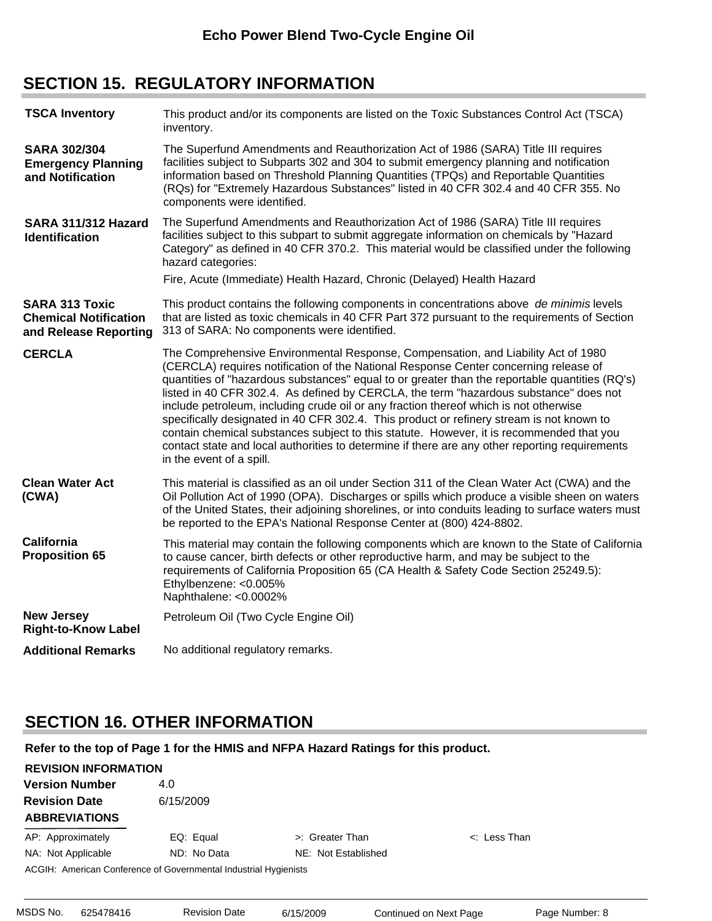## SECTION 15. REGULATORY INFORMATION

| | |
|---|---|
| **TSCA Inventory** | This product and/or its components are listed on the Toxic Substances Control Act (TSCA) inventory. |
| **SARA 302/304 Emergency Planning and Notification** | The Superfund Amendments and Reauthorization Act of 1986 (SARA) Title III requires facilities subject to Subparts 302 and 304 to submit emergency planning and notification information based on Threshold Planning Quantities (TPQs) and Reportable Quantities (RQs) for "Extremely Hazardous Substances" listed in 40 CFR 302.4 and 40 CFR 355. No components were identified. |
| **SARA 311/312 Hazard Identification** | The Superfund Amendments and Reauthorization Act of 1986 (SARA) Title III requires facilities subject to this subpart to submit aggregate information on chemicals by "Hazard Category" as defined in 40 CFR 370.2. This material would be classified under the following hazard categories: Fire, Acute (Immediate) Health Hazard, Chronic (Delayed) Health Hazard |
| **SARA 313 Toxic Chemical Notification and Release Reporting** | This product contains the following components in concentrations above *de minimis* levels that are listed as toxic chemicals in 40 CFR Part 372 pursuant to the requirements of Section 313 of SARA: No components were identified. |
| **CERCLA** | The Comprehensive Environmental Response, Compensation, and Liability Act of 1980 (CERCLA) requires notification of the National Response Center concerning release of quantities of "hazardous substances" equal to or greater than the reportable quantities (RQ's) listed in 40 CFR 302.4. As defined by CERCLA, the term "hazardous substance" does not include petroleum, including crude oil or any fraction thereof which is not otherwise specifically designated in 40 CFR 302.4. This product or refinery stream is not known to contain chemical substances subject to this statute. However, it is recommended that you contact state and local authorities to determine if there are any other reporting requirements in the event of a spill. |
| **Clean Water Act (CWA)** | This material is classified as an oil under Section 311 of the Clean Water Act (CWA) and the Oil Pollution Act of 1990 (OPA). Discharges or spills which produce a visible sheen on waters of the United States, their adjoining shorelines, or into conduits leading to surface waters must be reported to the EPA's National Response Center at (800) 424-8802. |
| **California Proposition 65** | This material may contain the following components which are known to the State of California to cause cancer, birth defects or other reproductive harm, and may be subject to the requirements of California Proposition 65 (CA Health & Safety Code Section 25249.5):<br>Ethylbenzene: <0.005%<br>Naphthalene: <0.0002% |
| **New Jersey Right-to-Know Label** | Petroleum Oil (Two Cycle Engine Oil) |
| **Additional Remarks** | No additional regulatory remarks. |

## SECTION 16. OTHER INFORMATION

**Refer to the top of Page 1 for the HMIS and NFPA Hazard Ratings for this product.**

**REVISION INFORMATION**

**Version Number** 4.0

**Revision Date** 6/15/2009

**ABBREVIATIONS**

| | | | |
|---|---|---|---|
| AP: Approximately | EQ: Equal | >: Greater Than | <: Less Than |
| NA: Not Applicable | ND: No Data | NE: Not Established | |

ACGIH: American Conference of Governmental Industrial Hygienists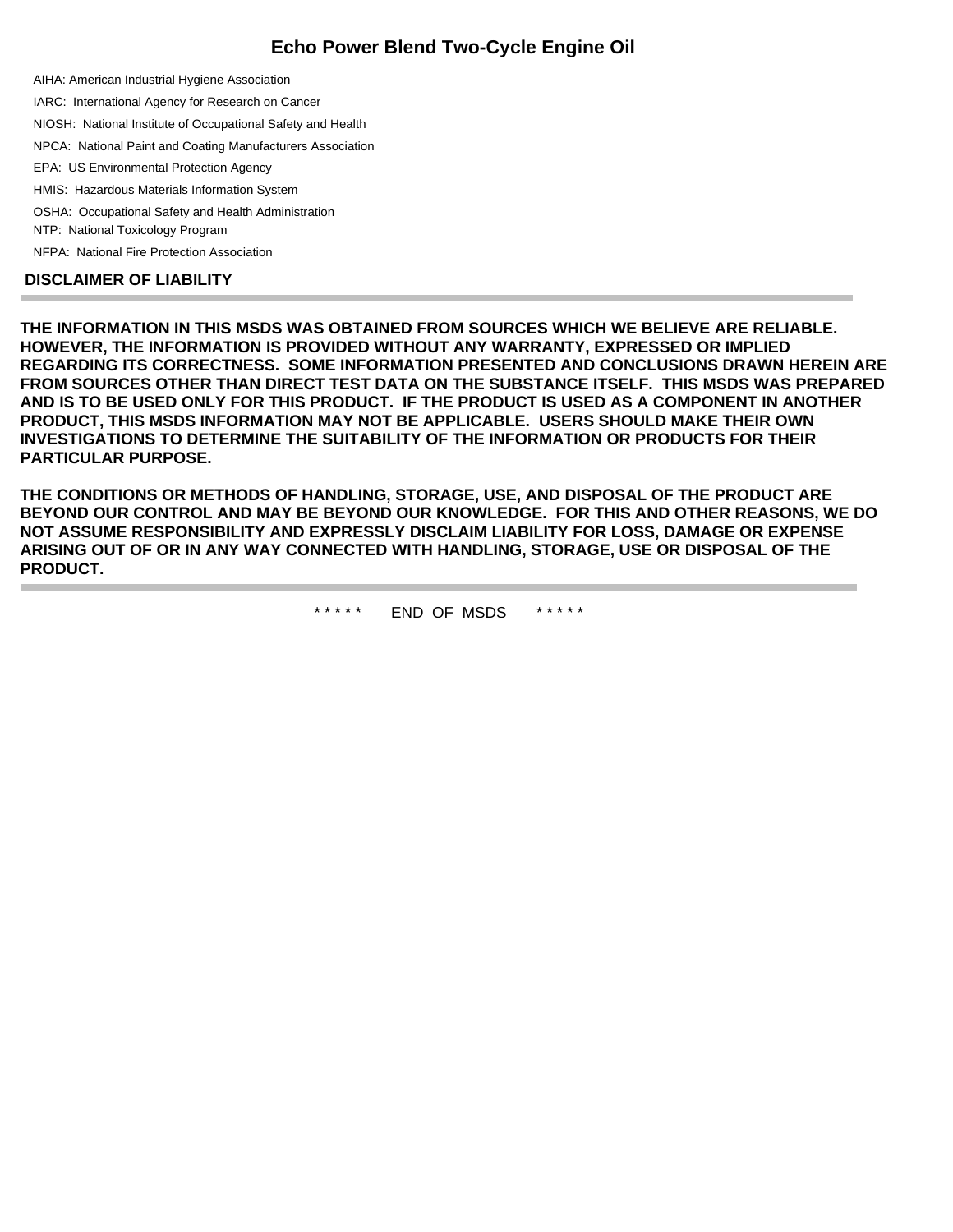AIHA: American Industrial Hygiene Association

IARC: International Agency for Research on Cancer

NIOSH: National Institute of Occupational Safety and Health

NPCA: National Paint and Coating Manufacturers Association

EPA: US Environmental Protection Agency

HMIS: Hazardous Materials Information System

OSHA: Occupational Safety and Health Administration

NTP: National Toxicology Program

NFPA: National Fire Protection Association

## DISCLAIMER OF LIABILITY

**THE INFORMATION IN THIS MSDS WAS OBTAINED FROM SOURCES WHICH WE BELIEVE ARE RELIABLE. HOWEVER, THE INFORMATION IS PROVIDED WITHOUT ANY WARRANTY, EXPRESSED OR IMPLIED REGARDING ITS CORRECTNESS. SOME INFORMATION PRESENTED AND CONCLUSIONS DRAWN HEREIN ARE FROM SOURCES OTHER THAN DIRECT TEST DATA ON THE SUBSTANCE ITSELF. THIS MSDS WAS PREPARED AND IS TO BE USED ONLY FOR THIS PRODUCT. IF THE PRODUCT IS USED AS A COMPONENT IN ANOTHER PRODUCT, THIS MSDS INFORMATION MAY NOT BE APPLICABLE. USERS SHOULD MAKE THEIR OWN INVESTIGATIONS TO DETERMINE THE SUITABILITY OF THE INFORMATION OR PRODUCTS FOR THEIR PARTICULAR PURPOSE.**

**THE CONDITIONS OR METHODS OF HANDLING, STORAGE, USE, AND DISPOSAL OF THE PRODUCT ARE BEYOND OUR CONTROL AND MAY BE BEYOND OUR KNOWLEDGE. FOR THIS AND OTHER REASONS, WE DO NOT ASSUME RESPONSIBILITY AND EXPRESSLY DISCLAIM LIABILITY FOR LOSS, DAMAGE OR EXPENSE ARISING OUT OF OR IN ANY WAY CONNECTED WITH HANDLING, STORAGE, USE OR DISPOSAL OF THE PRODUCT.**

***** END OF MSDS *****